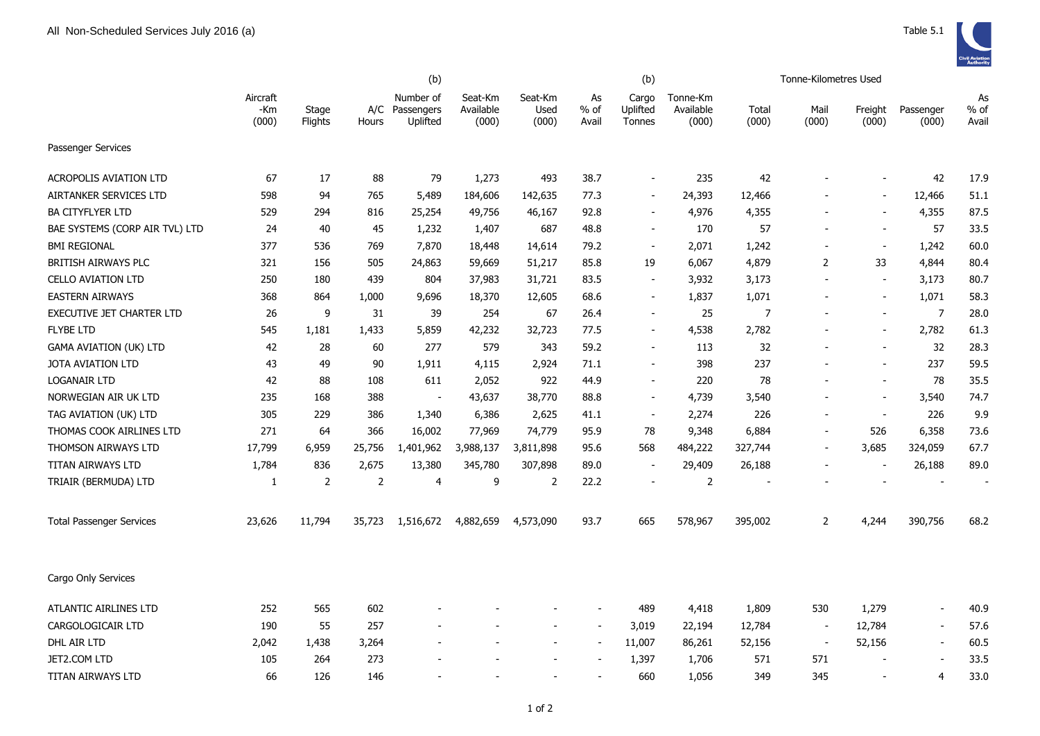All Non-Scheduled Services July 2016 (a)

Table 5.1

| | Aircraft -Km (000) | Stage Flights | A/C Hours | (b) Number of Passengers Uplifted | Seat-Km Available (000) | Seat-Km Used (000) | As % of Avail | (b) Cargo Uplifted Tonnes | Tonne-Km Available (000) | Tonne-Kilometres Used Total (000) | Mail (000) | Freight (000) | Passenger (000) | As % of Avail |
|---|---|---|---|---|---|---|---|---|---|---|---|---|---|---|
| Passenger Services | | | | | | | | | | | | | | |
| ACROPOLIS AVIATION LTD | 67 | 17 | 88 | 79 | 1,273 | 493 | 38.7 | - | 235 | 42 | - | - | 42 | 17.9 |
| AIRTANKER SERVICES LTD | 598 | 94 | 765 | 5,489 | 184,606 | 142,635 | 77.3 | - | 24,393 | 12,466 | - | - | 12,466 | 51.1 |
| BA CITYFLYER LTD | 529 | 294 | 816 | 25,254 | 49,756 | 46,167 | 92.8 | - | 4,976 | 4,355 | - | - | 4,355 | 87.5 |
| BAE SYSTEMS (CORP AIR TVL) LTD | 24 | 40 | 45 | 1,232 | 1,407 | 687 | 48.8 | - | 170 | 57 | - | - | 57 | 33.5 |
| BMI REGIONAL | 377 | 536 | 769 | 7,870 | 18,448 | 14,614 | 79.2 | - | 2,071 | 1,242 | - | - | 1,242 | 60.0 |
| BRITISH AIRWAYS PLC | 321 | 156 | 505 | 24,863 | 59,669 | 51,217 | 85.8 | 19 | 6,067 | 4,879 | 2 | 33 | 4,844 | 80.4 |
| CELLO AVIATION LTD | 250 | 180 | 439 | 804 | 37,983 | 31,721 | 83.5 | - | 3,932 | 3,173 | - | - | 3,173 | 80.7 |
| EASTERN AIRWAYS | 368 | 864 | 1,000 | 9,696 | 18,370 | 12,605 | 68.6 | - | 1,837 | 1,071 | - | - | 1,071 | 58.3 |
| EXECUTIVE JET CHARTER LTD | 26 | 9 | 31 | 39 | 254 | 67 | 26.4 | - | 25 | 7 | - | - | 7 | 28.0 |
| FLYBE LTD | 545 | 1,181 | 1,433 | 5,859 | 42,232 | 32,723 | 77.5 | - | 4,538 | 2,782 | - | - | 2,782 | 61.3 |
| GAMA AVIATION (UK) LTD | 42 | 28 | 60 | 277 | 579 | 343 | 59.2 | - | 113 | 32 | - | - | 32 | 28.3 |
| JOTA AVIATION LTD | 43 | 49 | 90 | 1,911 | 4,115 | 2,924 | 71.1 | - | 398 | 237 | - | - | 237 | 59.5 |
| LOGANAIR LTD | 42 | 88 | 108 | 611 | 2,052 | 922 | 44.9 | - | 220 | 78 | - | - | 78 | 35.5 |
| NORWEGIAN AIR UK LTD | 235 | 168 | 388 | - | 43,637 | 38,770 | 88.8 | - | 4,739 | 3,540 | - | - | 3,540 | 74.7 |
| TAG AVIATION (UK) LTD | 305 | 229 | 386 | 1,340 | 6,386 | 2,625 | 41.1 | - | 2,274 | 226 | - | - | 226 | 9.9 |
| THOMAS COOK AIRLINES LTD | 271 | 64 | 366 | 16,002 | 77,969 | 74,779 | 95.9 | 78 | 9,348 | 6,884 | - | 526 | 6,358 | 73.6 |
| THOMSON AIRWAYS LTD | 17,799 | 6,959 | 25,756 | 1,401,962 | 3,988,137 | 3,811,898 | 95.6 | 568 | 484,222 | 327,744 | - | 3,685 | 324,059 | 67.7 |
| TITAN AIRWAYS LTD | 1,784 | 836 | 2,675 | 13,380 | 345,780 | 307,898 | 89.0 | - | 29,409 | 26,188 | - | - | 26,188 | 89.0 |
| TRIAIR (BERMUDA) LTD | 1 | 2 | 2 | 4 | 9 | 2 | 22.2 | - | 2 | - | - | - | - | - |
| Total Passenger Services | 23,626 | 11,794 | 35,723 | 1,516,672 | 4,882,659 | 4,573,090 | 93.7 | 665 | 578,967 | 395,002 | 2 | 4,244 | 390,756 | 68.2 |
| Cargo Only Services | | | | | | | | | | | | | | |
| ATLANTIC AIRLINES LTD | 252 | 565 | 602 | - | - | - | - | 489 | 4,418 | 1,809 | 530 | 1,279 | - | 40.9 |
| CARGOLOGICAIR LTD | 190 | 55 | 257 | - | - | - | - | 3,019 | 22,194 | 12,784 | - | 12,784 | - | 57.6 |
| DHL AIR LTD | 2,042 | 1,438 | 3,264 | - | - | - | - | 11,007 | 86,261 | 52,156 | - | 52,156 | - | 60.5 |
| JET2.COM LTD | 105 | 264 | 273 | - | - | - | - | 1,397 | 1,706 | 571 | 571 | - | - | 33.5 |
| TITAN AIRWAYS LTD | 66 | 126 | 146 | - | - | - | - | 660 | 1,056 | 349 | 345 | - | 4 | 33.0 |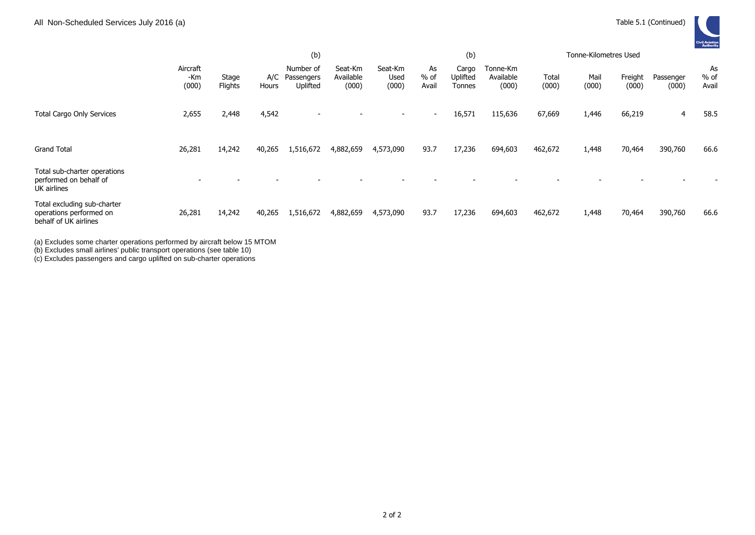All Non-Scheduled Services July 2016 (a)

Table 5.1 (Continued)

| | | | | (b) | | | | (b) | | Tonne-Kilometres Used | | | | |
|---|---|---|---|---|---|---|---|---|---|---|---|---|---|---|
| | Aircraft -Km (000) | Stage Flights | A/C Hours | Number of Passengers Uplifted | Seat-Km Available (000) | Seat-Km Used (000) | As % of Avail | Cargo Uplifted Tonnes | Tonne-Km Available (000) | Total (000) | Mail (000) | Freight (000) | Passenger (000) | As % of Avail |
| Total Cargo Only Services | 2,655 | 2,448 | 4,542 | - | - | - | - | 16,571 | 115,636 | 67,669 | 1,446 | 66,219 | 4 | 58.5 |
| Grand Total | 26,281 | 14,242 | 40,265 | 1,516,672 | 4,882,659 | 4,573,090 | 93.7 | 17,236 | 694,603 | 462,672 | 1,448 | 70,464 | 390,760 | 66.6 |
| Total sub-charter operations performed on behalf of UK airlines | - | - | - | - | - | - | - | - | - | - | - | - | - | - |
| Total excluding sub-charter operations performed on behalf of UK airlines | 26,281 | 14,242 | 40,265 | 1,516,672 | 4,882,659 | 4,573,090 | 93.7 | 17,236 | 694,603 | 462,672 | 1,448 | 70,464 | 390,760 | 66.6 |

(a) Excludes some charter operations performed by aircraft below 15 MTOM

(b) Excludes small airlines' public transport operations (see table 10)

(c) Excludes passengers and cargo uplifted on sub-charter operations